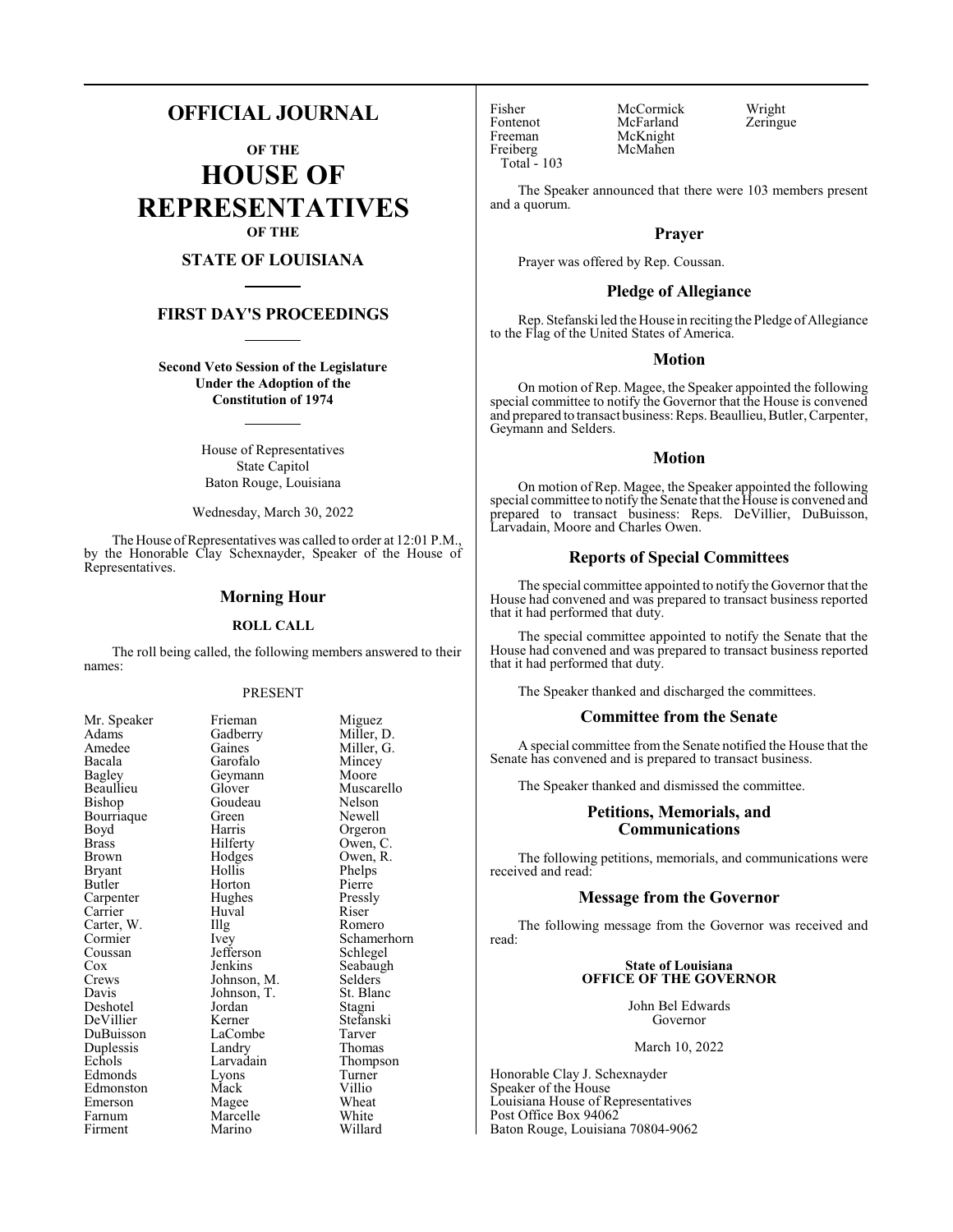# OFFICIAL JOURNAL

## OF THE

# HOUSE OF REPRESENTATIVES

## OF THE

## STATE OF LOUISIANA

## FIRST DAY'S PROCEEDINGS

**Second Veto Session of the Legislature Under the Adoption of the Constitution of 1974**

House of Representatives
State Capitol
Baton Rouge, Louisiana

Wednesday, March 30, 2022

The House of Representatives was called to order at 12:01 P.M., by the Honorable Clay Schexnayder, Speaker of the House of Representatives.

## Morning Hour

### ROLL CALL

The roll being called, the following members answered to their names:

PRESENT

| | | |
|---|---|---|
| Mr. Speaker | Frieman | Miguez |
| Adams | Gadberry | Miller, D. |
| Amedee | Gaines | Miller, G. |
| Bacala | Garofalo | Mincey |
| Bagley | Geymann | Moore |
| Beaullieu | Glover | Muscarello |
| Bishop | Goudeau | Nelson |
| Bourriaque | Green | Newell |
| Boyd | Harris | Orgeron |
| Brass | Hilferty | Owen, C. |
| Brown | Hodges | Owen, R. |
| Bryant | Hollis | Phelps |
| Butler | Horton | Pierre |
| Carpenter | Hughes | Pressly |
| Carrier | Huval | Riser |
| Carter, W. | Illg | Romero |
| Cormier | Ivey | Schamerhorn |
| Coussan | Jefferson | Schlegel |
| Cox | Jenkins | Seabaugh |
| Crews | Johnson, M. | Selders |
| Davis | Johnson, T. | St. Blanc |
| Deshotel | Jordan | Stagni |
| DeVillier | Kerner | Stefanski |
| DuBuisson | LaCombe | Tarver |
| Duplessis | Landry | Thomas |
| Echols | Larvadain | Thompson |
| Edmonds | Lyons | Turner |
| Edmonston | Mack | Villio |
| Emerson | Magee | Wheat |
| Farnum | Marcelle | White |
| Firment | Marino | Willard |
| Fisher | McCormick | Wright |
| Fontenot | McFarland | Zeringue |
| Freeman | McKnight | |
| Freiberg | McMahen | |

Total - 103

The Speaker announced that there were 103 members present and a quorum.

## Prayer

Prayer was offered by Rep. Coussan.

## Pledge of Allegiance

Rep. Stefanski led the House in reciting the Pledge of Allegiance to the Flag of the United States of America.

## Motion

On motion of Rep. Magee, the Speaker appointed the following special committee to notify the Governor that the House is convened and prepared to transact business: Reps. Beaullieu, Butler, Carpenter, Geymann and Selders.

## Motion

On motion of Rep. Magee, the Speaker appointed the following special committee to notify the Senate that the House is convened and prepared to transact business: Reps. DeVillier, DuBuisson, Larvadain, Moore and Charles Owen.

## Reports of Special Committees

The special committee appointed to notify the Governor that the House had convened and was prepared to transact business reported that it had performed that duty.

The special committee appointed to notify the Senate that the House had convened and was prepared to transact business reported that it had performed that duty.

The Speaker thanked and discharged the committees.

## Committee from the Senate

A special committee from the Senate notified the House that the Senate has convened and is prepared to transact business.

The Speaker thanked and dismissed the committee.

## Petitions, Memorials, and Communications

The following petitions, memorials, and communications were received and read:

## Message from the Governor

The following message from the Governor was received and read:

**State of Louisiana**
**OFFICE OF THE GOVERNOR**

John Bel Edwards
Governor

March 10, 2022

Honorable Clay J. Schexnayder
Speaker of the House
Louisiana House of Representatives
Post Office Box 94062
Baton Rouge, Louisiana 70804-9062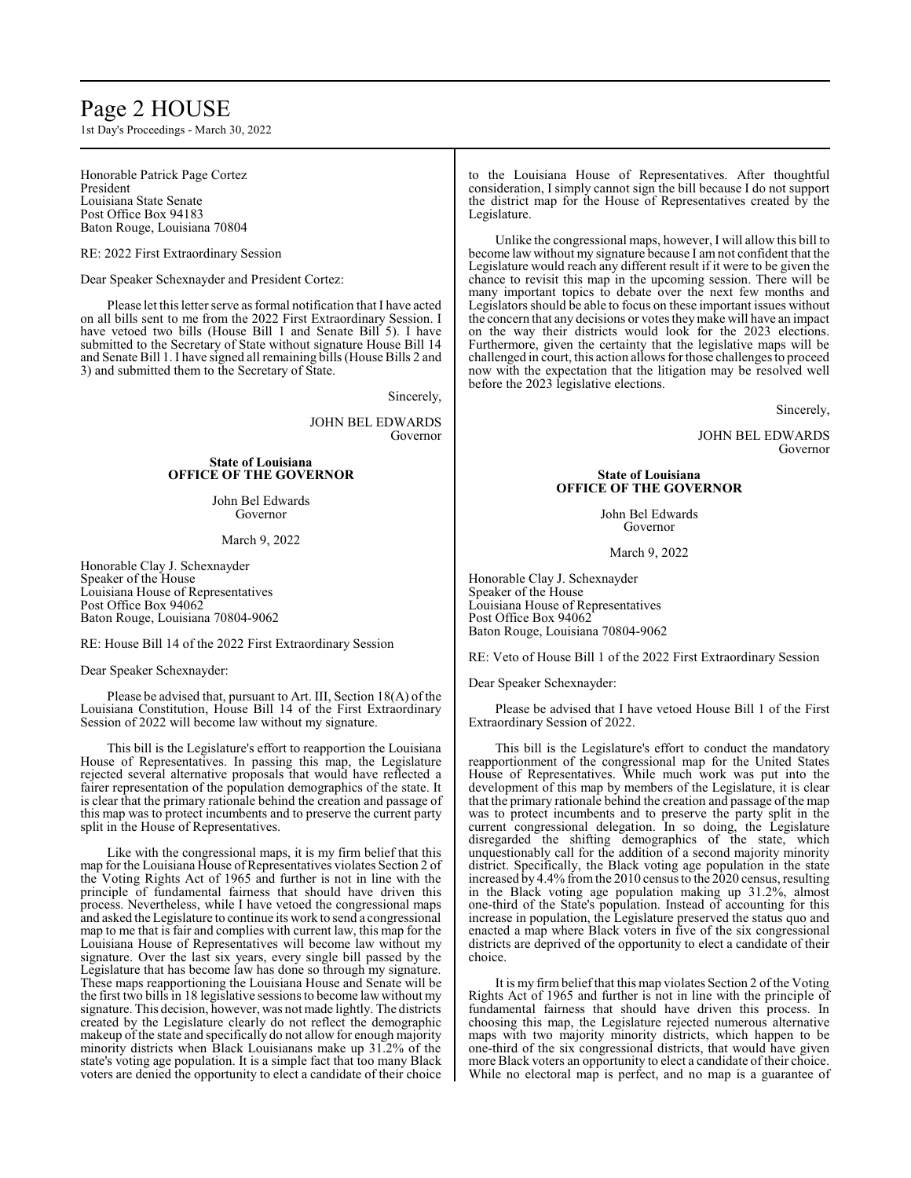Honorable Patrick Page Cortez
President
Louisiana State Senate
Post Office Box 94183
Baton Rouge, Louisiana 70804

RE: 2022 First Extraordinary Session

Dear Speaker Schexnayder and President Cortez:

Please let this letter serve as formal notification that I have acted on all bills sent to me from the 2022 First Extraordinary Session. I have vetoed two bills (House Bill 1 and Senate Bill 5). I have submitted to the Secretary of State without signature House Bill 14 and Senate Bill 1. I have signed all remaining bills (House Bills 2 and 3) and submitted them to the Secretary of State.

Sincerely,

JOHN BEL EDWARDS
Governor

**State of Louisiana**
**OFFICE OF THE GOVERNOR**

John Bel Edwards
Governor

March 9, 2022

Honorable Clay J. Schexnayder
Speaker of the House
Louisiana House of Representatives
Post Office Box 94062
Baton Rouge, Louisiana 70804-9062

RE: House Bill 14 of the 2022 First Extraordinary Session

Dear Speaker Schexnayder:

Please be advised that, pursuant to Art. III, Section 18(A) of the Louisiana Constitution, House Bill 14 of the First Extraordinary Session of 2022 will become law without my signature.

This bill is the Legislature's effort to reapportion the Louisiana House of Representatives. In passing this map, the Legislature rejected several alternative proposals that would have reflected a fairer representation of the population demographics of the state. It is clear that the primary rationale behind the creation and passage of this map was to protect incumbents and to preserve the current party split in the House of Representatives.

Like with the congressional maps, it is my firm belief that this map for the Louisiana House of Representatives violates Section 2 of the Voting Rights Act of 1965 and further is not in line with the principle of fundamental fairness that should have driven this process. Nevertheless, while I have vetoed the congressional maps and asked the Legislature to continue its work to send a congressional map to me that is fair and complies with current law, this map for the Louisiana House of Representatives will become law without my signature. Over the last six years, every single bill passed by the Legislature that has become law has done so through my signature. These maps reapportioning the Louisiana House and Senate will be the first two bills in 18 legislative sessions to become law without my signature. This decision, however, was not made lightly. The districts created by the Legislature clearly do not reflect the demographic makeup of the state and specifically do not allow for enough majority minority districts when Black Louisianans make up 31.2% of the state's voting age population. It is a simple fact that too many Black voters are denied the opportunity to elect a candidate of their choice to the Louisiana House of Representatives. After thoughtful consideration, I simply cannot sign the bill because I do not support the district map for the House of Representatives created by the Legislature.

Unlike the congressional maps, however, I will allow this bill to become law without my signature because I am not confident that the Legislature would reach any different result if it were to be given the chance to revisit this map in the upcoming session. There will be many important topics to debate over the next few months and Legislators should be able to focus on these important issues without the concern that any decisions or votes they make will have an impact on the way their districts would look for the 2023 elections. Furthermore, given the certainty that the legislative maps will be challenged in court, this action allows for those challenges to proceed now with the expectation that the litigation may be resolved well before the 2023 legislative elections.

Sincerely,

JOHN BEL EDWARDS
Governor

**State of Louisiana**
**OFFICE OF THE GOVERNOR**

John Bel Edwards
Governor

March 9, 2022

Honorable Clay J. Schexnayder
Speaker of the House
Louisiana House of Representatives
Post Office Box 94062
Baton Rouge, Louisiana 70804-9062

RE: Veto of House Bill 1 of the 2022 First Extraordinary Session

Dear Speaker Schexnayder:

Please be advised that I have vetoed House Bill 1 of the First Extraordinary Session of 2022.

This bill is the Legislature's effort to conduct the mandatory reapportionment of the congressional map for the United States House of Representatives. While much work was put into the development of this map by members of the Legislature, it is clear that the primary rationale behind the creation and passage of the map was to protect incumbents and to preserve the party split in the current congressional delegation. In so doing, the Legislature disregarded the shifting demographics of the state, which unquestionably call for the addition of a second majority minority district. Specifically, the Black voting age population in the state increased by 4.4% from the 2010 census to the 2020 census, resulting in the Black voting age population making up 31.2%, almost one-third of the State's population. Instead of accounting for this increase in population, the Legislature preserved the status quo and enacted a map where Black voters in five of the six congressional districts are deprived of the opportunity to elect a candidate of their choice.

It is my firm belief that this map violates Section 2 of the Voting Rights Act of 1965 and further is not in line with the principle of fundamental fairness that should have driven this process. In choosing this map, the Legislature rejected numerous alternative maps with two majority minority districts, which happen to be one-third of the six congressional districts, that would have given more Black voters an opportunity to elect a candidate of their choice. While no electoral map is perfect, and no map is a guarantee of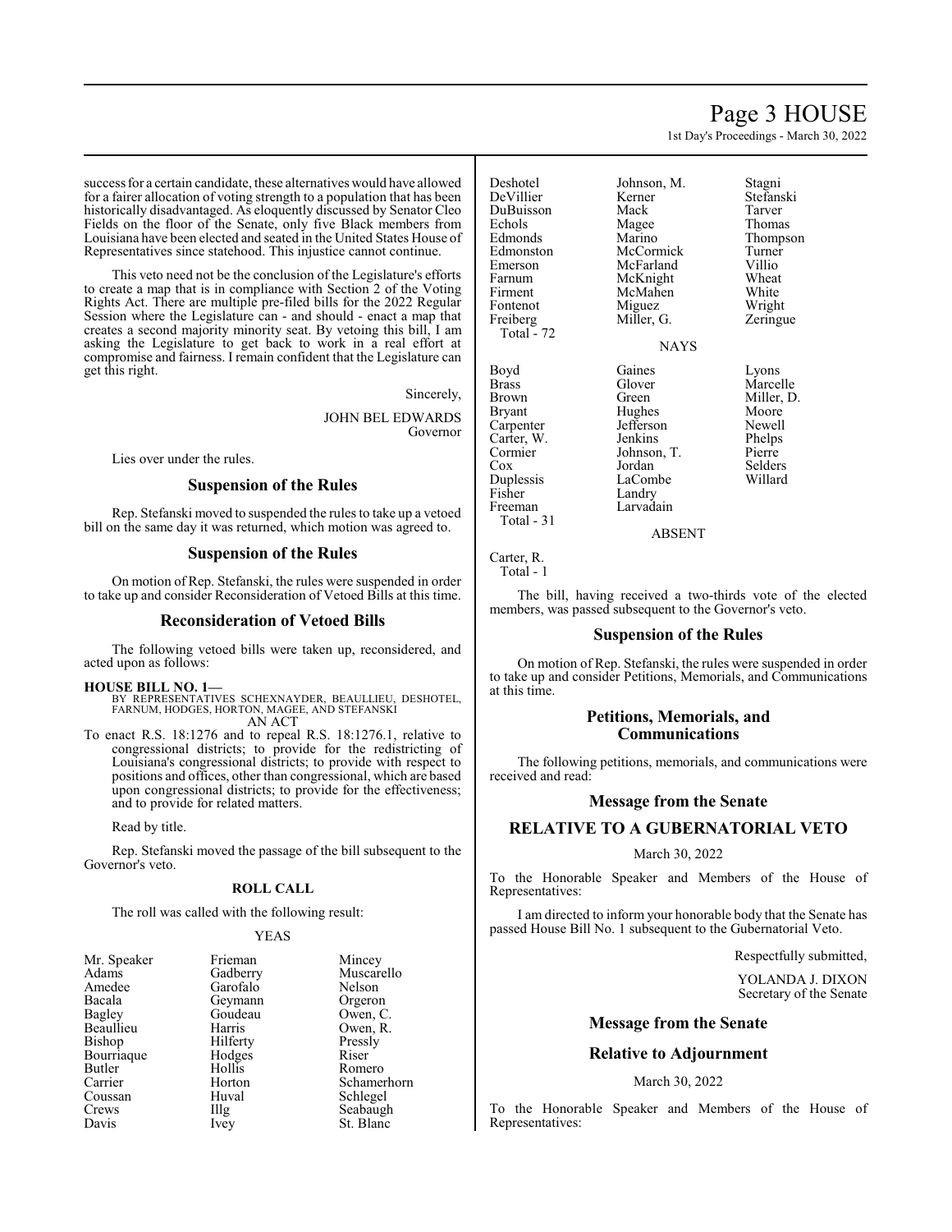success for a certain candidate, these alternatives would have allowed for a fairer allocation of voting strength to a population that has been historically disadvantaged. As eloquently discussed by Senator Cleo Fields on the floor of the Senate, only five Black members from Louisiana have been elected and seated in the United States House of Representatives since statehood. This injustice cannot continue.

This veto need not be the conclusion of the Legislature's efforts to create a map that is in compliance with Section 2 of the Voting Rights Act. There are multiple pre-filed bills for the 2022 Regular Session where the Legislature can - and should - enact a map that creates a second majority minority seat. By vetoing this bill, I am asking the Legislature to get back to work in a real effort at compromise and fairness. I remain confident that the Legislature can get this right.

Sincerely,

JOHN BEL EDWARDS
Governor

Lies over under the rules.

## Suspension of the Rules

Rep. Stefanski moved to suspended the rules to take up a vetoed bill on the same day it was returned, which motion was agreed to.

## Suspension of the Rules

On motion of Rep. Stefanski, the rules were suspended in order to take up and consider Reconsideration of Vetoed Bills at this time.

## Reconsideration of Vetoed Bills

The following vetoed bills were taken up, reconsidered, and acted upon as follows:

**HOUSE BILL NO. 1—**
BY REPRESENTATIVES SCHEXNAYDER, BEAULLIEU, DESHOTEL, FARNUM, HODGES, HORTON, MAGEE, AND STEFANSKI
AN ACT

To enact R.S. 18:1276 and to repeal R.S. 18:1276.1, relative to congressional districts; to provide for the redistricting of Louisiana's congressional districts; to provide with respect to positions and offices, other than congressional, which are based upon congressional districts; to provide for the effectiveness; and to provide for related matters.

Read by title.

Rep. Stefanski moved the passage of the bill subsequent to the Governor's veto.

### ROLL CALL

The roll was called with the following result:

YEAS

| | | |
|---|---|---|
| Mr. Speaker | Frieman | Mincey |
| Adams | Gadberry | Muscarello |
| Amedee | Garofalo | Nelson |
| Bacala | Geymann | Orgeron |
| Bagley | Goudeau | Owen, C. |
| Beaullieu | Harris | Owen, R. |
| Bishop | Hilferty | Pressly |
| Bourriaque | Hodges | Riser |
| Butler | Hollis | Romero |
| Carrier | Horton | Schamerhorn |
| Coussan | Huval | Schlegel |
| Crews | Illg | Seabaugh |
| Davis | Ivey | St. Blanc |
| Deshotel | Johnson, M. | Stagni |
| DeVillier | Kerner | Stefanski |
| DuBuisson | Mack | Tarver |
| Echols | Magee | Thomas |
| Edmonds | Marino | Thompson |
| Edmonston | McCormick | Turner |
| Emerson | McFarland | Villio |
| Farnum | McKnight | Wheat |
| Firment | McMahen | White |
| Fontenot | Miguez | Wright |
| Freiberg | Miller, G. | Zeringue |

Total - 72

NAYS

| | | |
|---|---|---|
| Boyd | Gaines | Lyons |
| Brass | Glover | Marcelle |
| Brown | Green | Miller, D. |
| Bryant | Hughes | Moore |
| Carpenter | Jefferson | Newell |
| Carter, W. | Jenkins | Phelps |
| Cormier | Johnson, T. | Pierre |
| Cox | Jordan | Selders |
| Duplessis | LaCombe | Willard |
| Fisher | Landry | |
| Freeman | Larvadain | |

Total - 31

ABSENT

Carter, R.

Total - 1

The bill, having received a two-thirds vote of the elected members, was passed subsequent to the Governor's veto.

## Suspension of the Rules

On motion of Rep. Stefanski, the rules were suspended in order to take up and consider Petitions, Memorials, and Communications at this time.

## Petitions, Memorials, and Communications

The following petitions, memorials, and communications were received and read:

## Message from the Senate

## RELATIVE TO A GUBERNATORIAL VETO

March 30, 2022

To the Honorable Speaker and Members of the House of Representatives:

I am directed to inform your honorable body that the Senate has passed House Bill No. 1 subsequent to the Gubernatorial Veto.

Respectfully submitted,

YOLANDA J. DIXON
Secretary of the Senate

## Message from the Senate

## Relative to Adjournment

March 30, 2022

To the Honorable Speaker and Members of the House of Representatives: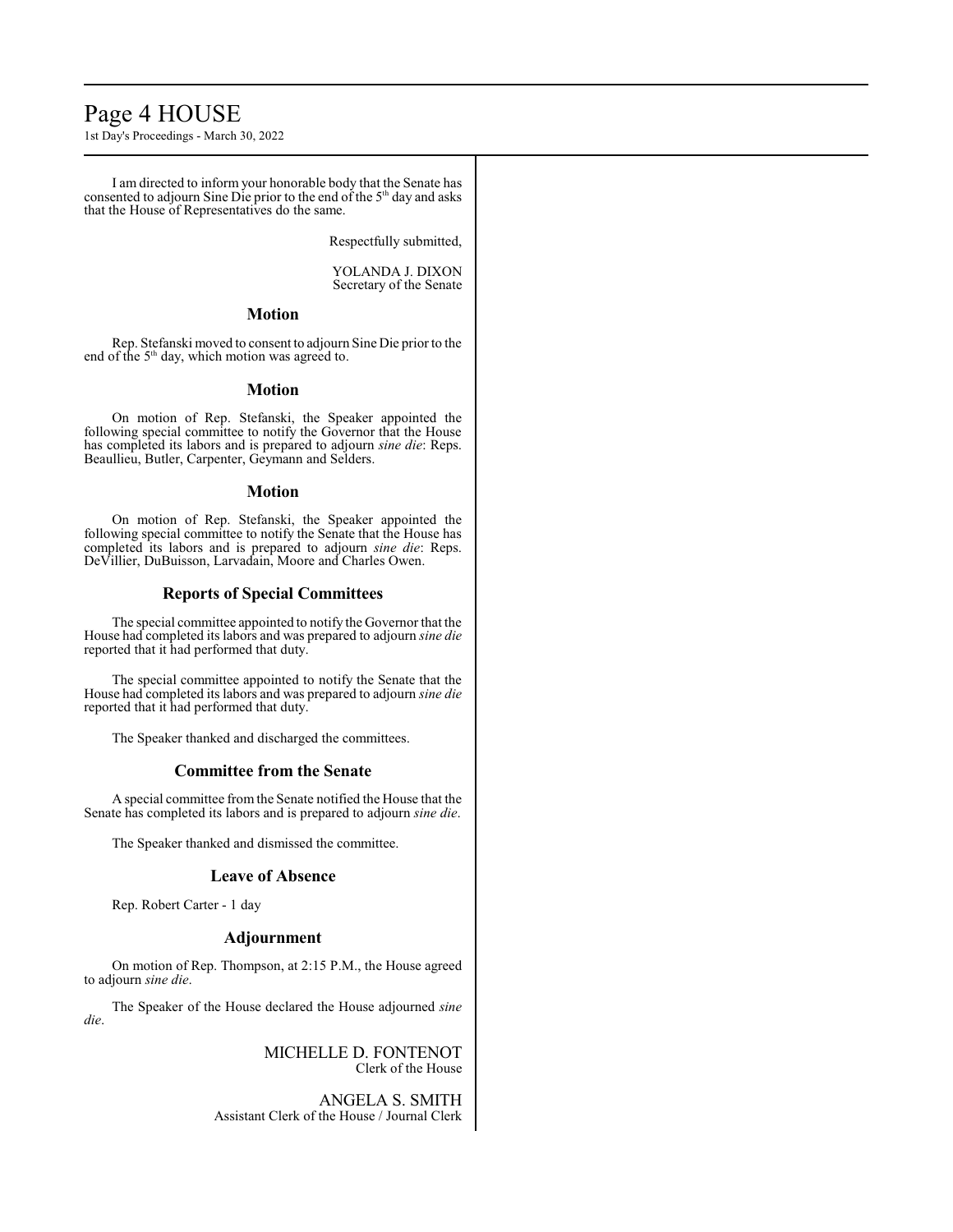I am directed to inform your honorable body that the Senate has consented to adjourn Sine Die prior to the end of the 5th day and asks that the House of Representatives do the same.

Respectfully submitted,

YOLANDA J. DIXON
Secretary of the Senate

## Motion

Rep. Stefanski moved to consent to adjourn Sine Die prior to the end of the 5th day, which motion was agreed to.

## Motion

On motion of Rep. Stefanski, the Speaker appointed the following special committee to notify the Governor that the House has completed its labors and is prepared to adjourn *sine die*: Reps. Beaullieu, Butler, Carpenter, Geymann and Selders.

## Motion

On motion of Rep. Stefanski, the Speaker appointed the following special committee to notify the Senate that the House has completed its labors and is prepared to adjourn *sine die*: Reps. DeVillier, DuBuisson, Larvadain, Moore and Charles Owen.

## Reports of Special Committees

The special committee appointed to notify the Governor that the House had completed its labors and was prepared to adjourn *sine die* reported that it had performed that duty.

The special committee appointed to notify the Senate that the House had completed its labors and was prepared to adjourn *sine die* reported that it had performed that duty.

The Speaker thanked and discharged the committees.

## Committee from the Senate

A special committee from the Senate notified the House that the Senate has completed its labors and is prepared to adjourn *sine die*.

The Speaker thanked and dismissed the committee.

## Leave of Absence

Rep. Robert Carter - 1 day

## Adjournment

On motion of Rep. Thompson, at 2:15 P.M., the House agreed to adjourn *sine die*.

The Speaker of the House declared the House adjourned *sine die*.

MICHELLE D. FONTENOT
Clerk of the House

ANGELA S. SMITH
Assistant Clerk of the House / Journal Clerk